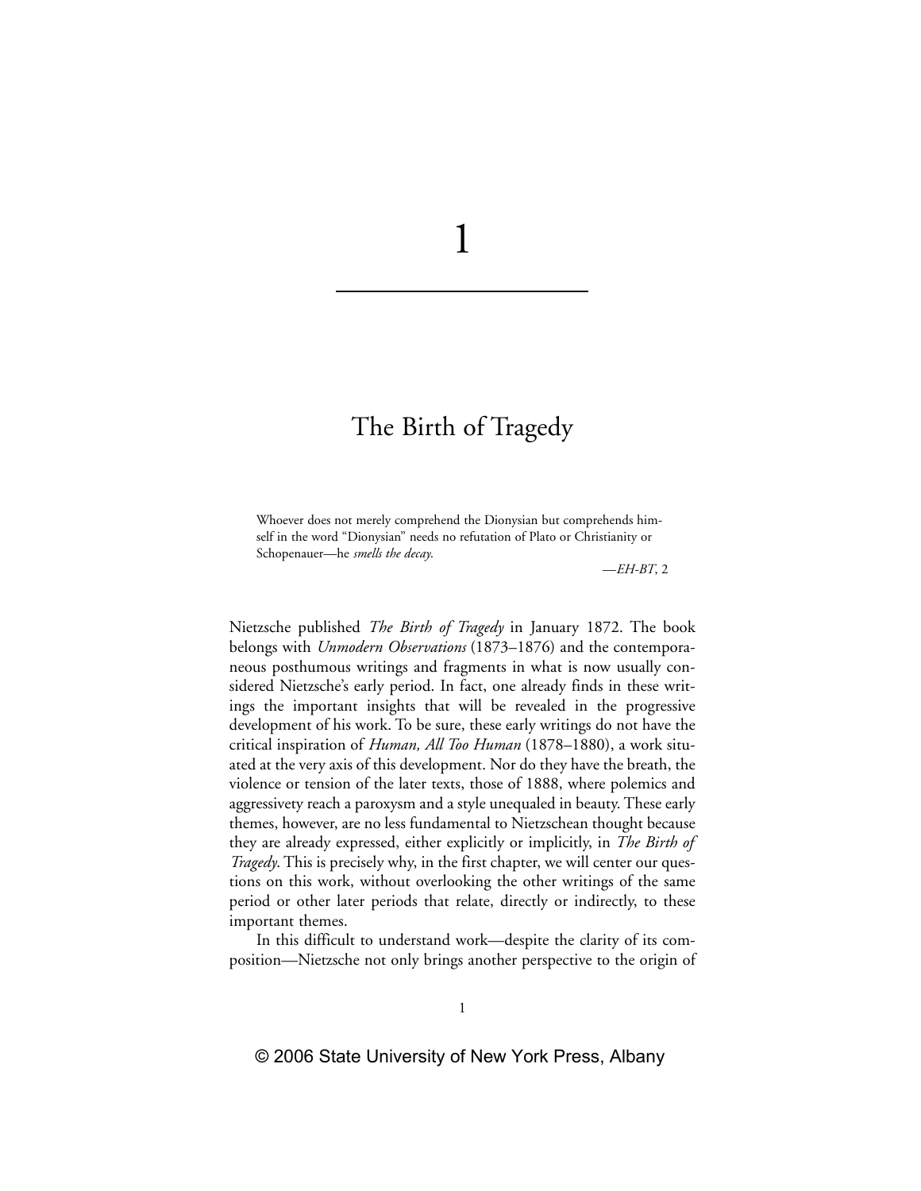# 1

## The Birth of Tragedy

> Whoever does not merely comprehend the Dionysian but comprehends himself in the word "Dionysian" needs no refutation of Plato or Christianity or Schopenauer—he *smells the decay.*
>
> —*EH-BT*, 2

Nietzsche published *The Birth of Tragedy* in January 1872. The book belongs with *Unmodern Observations* (1873–1876) and the contemporaneous posthumous writings and fragments in what is now usually considered Nietzsche's early period. In fact, one already finds in these writings the important insights that will be revealed in the progressive development of his work. To be sure, these early writings do not have the critical inspiration of *Human, All Too Human* (1878–1880), a work situated at the very axis of this development. Nor do they have the breath, the violence or tension of the later texts, those of 1888, where polemics and aggressivety reach a paroxysm and a style unequaled in beauty. These early themes, however, are no less fundamental to Nietzschean thought because they are already expressed, either explicitly or implicitly, in *The Birth of Tragedy*. This is precisely why, in the first chapter, we will center our questions on this work, without overlooking the other writings of the same period or other later periods that relate, directly or indirectly, to these important themes.

In this difficult to understand work—despite the clarity of its composition—Nietzsche not only brings another perspective to the origin of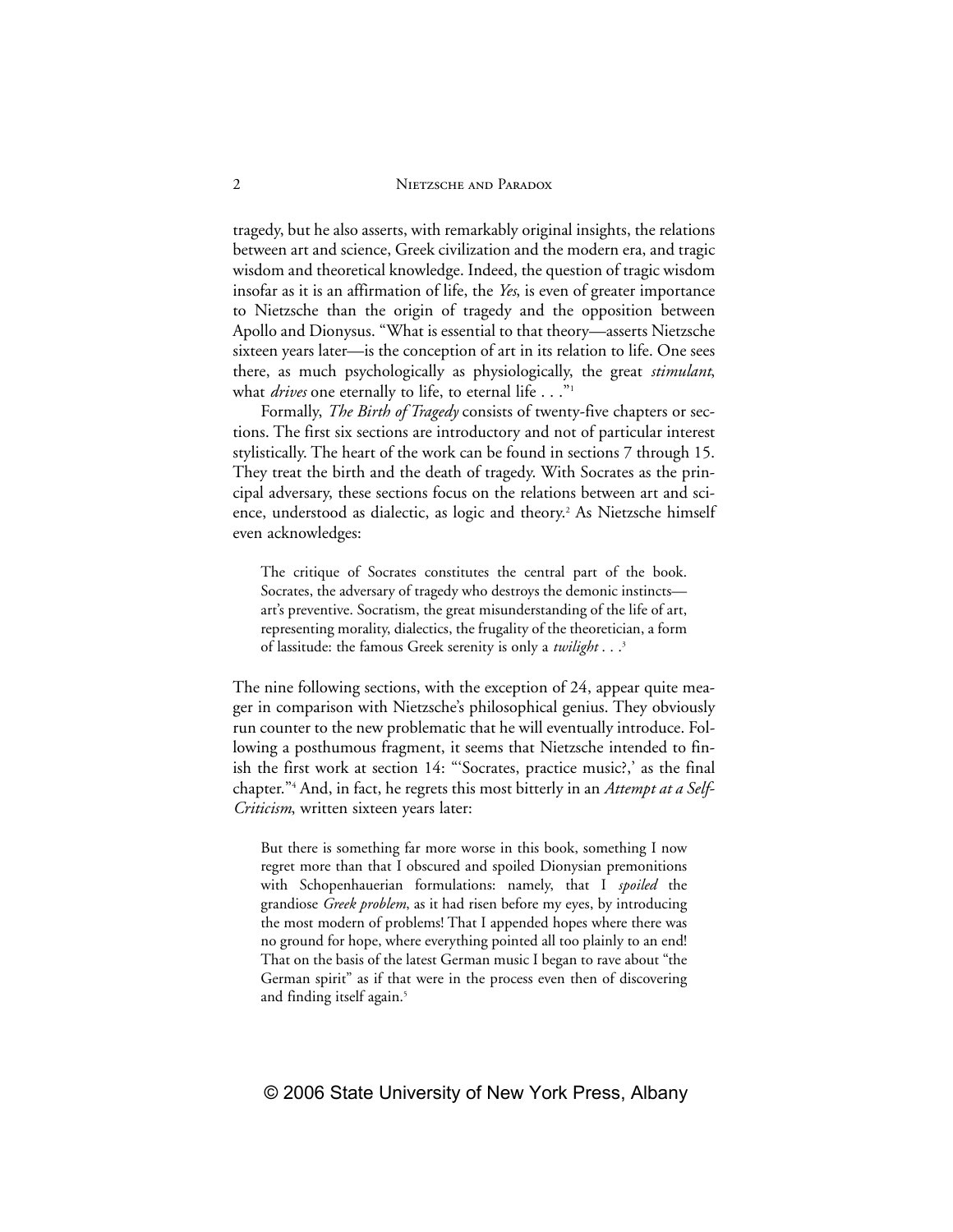tragedy, but he also asserts, with remarkably original insights, the relations between art and science, Greek civilization and the modern era, and tragic wisdom and theoretical knowledge. Indeed, the question of tragic wisdom insofar as it is an affirmation of life, the *Yes*, is even of greater importance to Nietzsche than the origin of tragedy and the opposition between Apollo and Dionysus. "What is essential to that theory—asserts Nietzsche sixteen years later—is the conception of art in its relation to life. One sees there, as much psychologically as physiologically, the great *stimulant*, what *drives* one eternally to life, to eternal life . . ."[1]

Formally, *The Birth of Tragedy* consists of twenty-five chapters or sections. The first six sections are introductory and not of particular interest stylistically. The heart of the work can be found in sections 7 through 15. They treat the birth and the death of tragedy. With Socrates as the principal adversary, these sections focus on the relations between art and science, understood as dialectic, as logic and theory.[2] As Nietzsche himself even acknowledges:

> The critique of Socrates constitutes the central part of the book. Socrates, the adversary of tragedy who destroys the demonic instincts—art's preventive. Socratism, the great misunderstanding of the life of art, representing morality, dialectics, the frugality of the theoretician, a form of lassitude: the famous Greek serenity is only a *twilight* . . .[3]

The nine following sections, with the exception of 24, appear quite meager in comparison with Nietzsche's philosophical genius. They obviously run counter to the new problematic that he will eventually introduce. Following a posthumous fragment, it seems that Nietzsche intended to finish the first work at section 14: "'Socrates, practice music?,' as the final chapter."[4] And, in fact, he regrets this most bitterly in an *Attempt at a Self-Criticism*, written sixteen years later:

> But there is something far more worse in this book, something I now regret more than that I obscured and spoiled Dionysian premonitions with Schopenhauerian formulations: namely, that I *spoiled* the grandiose *Greek problem*, as it had risen before my eyes, by introducing the most modern of problems! That I appended hopes where there was no ground for hope, where everything pointed all too plainly to an end! That on the basis of the latest German music I began to rave about "the German spirit" as if that were in the process even then of discovering and finding itself again.[5]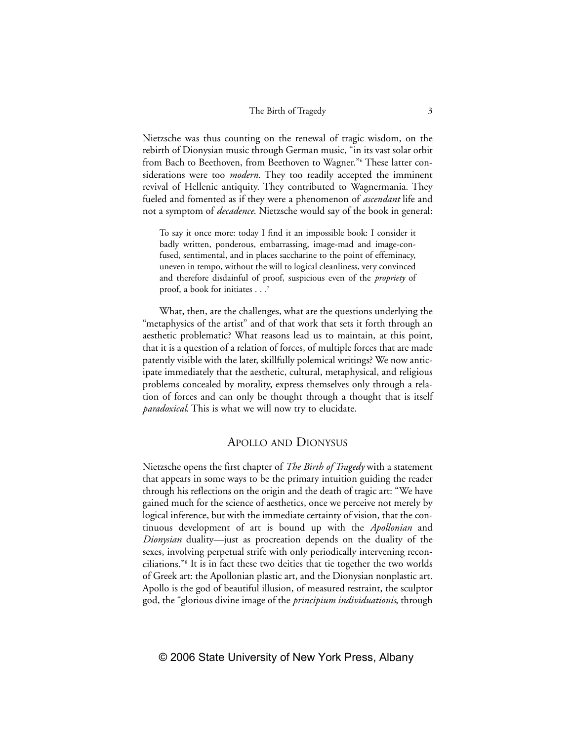Nietzsche was thus counting on the renewal of tragic wisdom, on the rebirth of Dionysian music through German music, "in its vast solar orbit from Bach to Beethoven, from Beethoven to Wagner."[6] These latter considerations were too *modern*. They too readily accepted the imminent revival of Hellenic antiquity. They contributed to Wagnermania. They fueled and fomented as if they were a phenomenon of *ascendant* life and not a symptom of *decadence*. Nietzsche would say of the book in general:

> To say it once more: today I find it an impossible book: I consider it badly written, ponderous, embarrassing, image-mad and image-confused, sentimental, and in places saccharine to the point of effeminacy, uneven in tempo, without the will to logical cleanliness, very convinced and therefore disdainful of proof, suspicious even of the *propriety* of proof, a book for initiates . . .[7]

What, then, are the challenges, what are the questions underlying the "metaphysics of the artist" and of that work that sets it forth through an aesthetic problematic? What reasons lead us to maintain, at this point, that it is a question of a relation of forces, of multiple forces that are made patently visible with the later, skillfully polemical writings? We now anticipate immediately that the aesthetic, cultural, metaphysical, and religious problems concealed by morality, express themselves only through a relation of forces and can only be thought through a thought that is itself *paradoxical*. This is what we will now try to elucidate.

## Apollo and Dionysus

Nietzsche opens the first chapter of *The Birth of Tragedy* with a statement that appears in some ways to be the primary intuition guiding the reader through his reflections on the origin and the death of tragic art: "We have gained much for the science of aesthetics, once we perceive not merely by logical inference, but with the immediate certainty of vision, that the continuous development of art is bound up with the *Apollonian* and *Dionysian* duality—just as procreation depends on the duality of the sexes, involving perpetual strife with only periodically intervening reconciliations."[8] It is in fact these two deities that tie together the two worlds of Greek art: the Apollonian plastic art, and the Dionysian nonplastic art. Apollo is the god of beautiful illusion, of measured restraint, the sculptor god, the "glorious divine image of the *principium individuationis*, through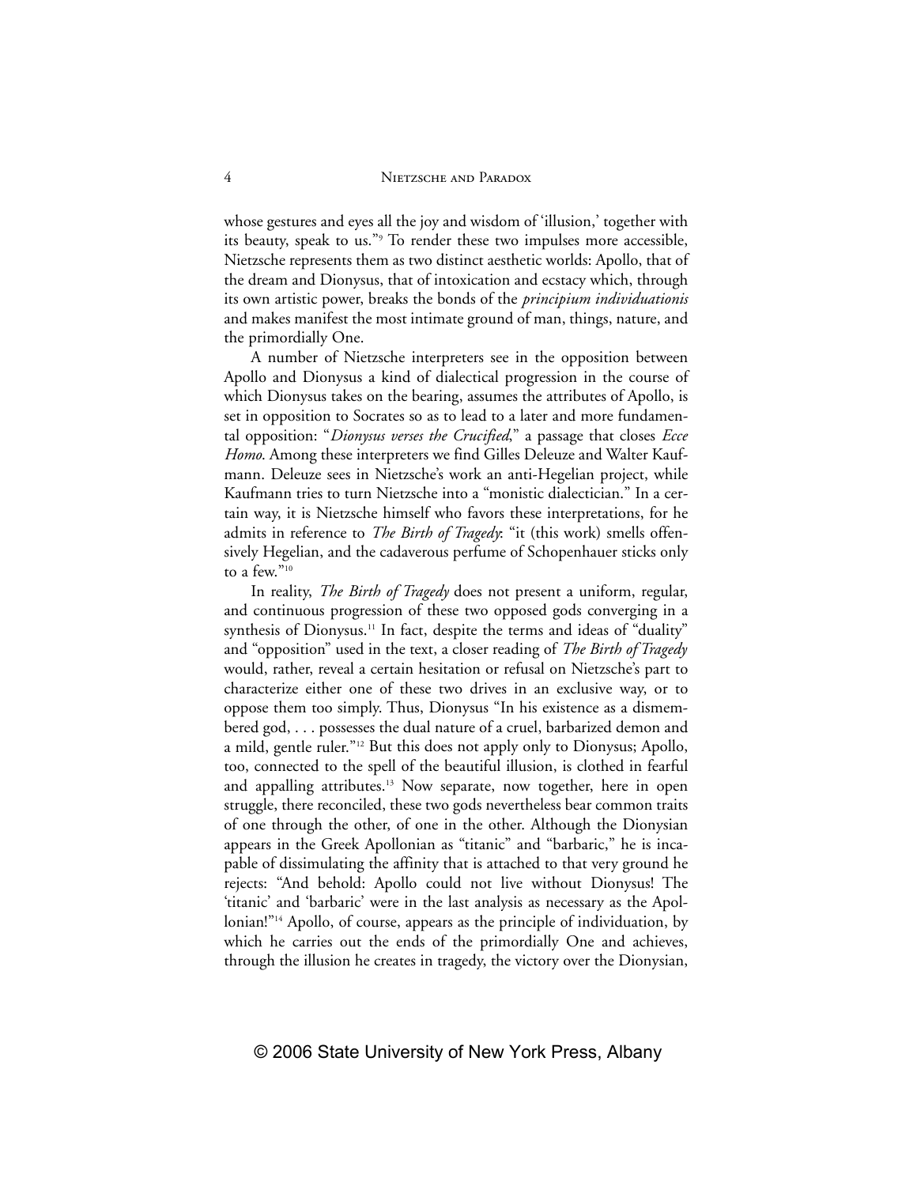whose gestures and eyes all the joy and wisdom of 'illusion,' together with its beauty, speak to us."[9] To render these two impulses more accessible, Nietzsche represents them as two distinct aesthetic worlds: Apollo, that of the dream and Dionysus, that of intoxication and ecstacy which, through its own artistic power, breaks the bonds of the *principium individuationis* and makes manifest the most intimate ground of man, things, nature, and the primordially One.

A number of Nietzsche interpreters see in the opposition between Apollo and Dionysus a kind of dialectical progression in the course of which Dionysus takes on the bearing, assumes the attributes of Apollo, is set in opposition to Socrates so as to lead to a later and more fundamental opposition: "*Dionysus verses the Crucified*," a passage that closes *Ecce Homo*. Among these interpreters we find Gilles Deleuze and Walter Kaufmann. Deleuze sees in Nietzsche's work an anti-Hegelian project, while Kaufmann tries to turn Nietzsche into a "monistic dialectician." In a certain way, it is Nietzsche himself who favors these interpretations, for he admits in reference to *The Birth of Tragedy*: "it (this work) smells offensively Hegelian, and the cadaverous perfume of Schopenhauer sticks only to a few."[10]

In reality, *The Birth of Tragedy* does not present a uniform, regular, and continuous progression of these two opposed gods converging in a synthesis of Dionysus.[11] In fact, despite the terms and ideas of "duality" and "opposition" used in the text, a closer reading of *The Birth of Tragedy* would, rather, reveal a certain hesitation or refusal on Nietzsche's part to characterize either one of these two drives in an exclusive way, or to oppose them too simply. Thus, Dionysus "In his existence as a dismembered god, . . . possesses the dual nature of a cruel, barbarized demon and a mild, gentle ruler."[12] But this does not apply only to Dionysus; Apollo, too, connected to the spell of the beautiful illusion, is clothed in fearful and appalling attributes.[13] Now separate, now together, here in open struggle, there reconciled, these two gods nevertheless bear common traits of one through the other, of one in the other. Although the Dionysian appears in the Greek Apollonian as "titanic" and "barbaric," he is incapable of dissimulating the affinity that is attached to that very ground he rejects: "And behold: Apollo could not live without Dionysus! The 'titanic' and 'barbaric' were in the last analysis as necessary as the Apollonian!"[14] Apollo, of course, appears as the principle of individuation, by which he carries out the ends of the primordially One and achieves, through the illusion he creates in tragedy, the victory over the Dionysian,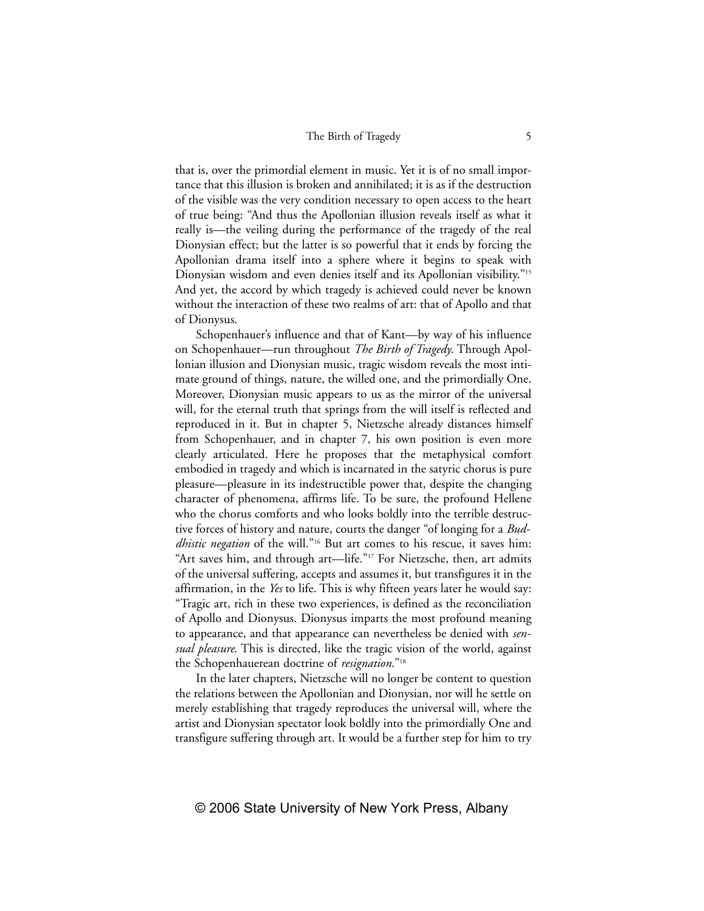that is, over the primordial element in music. Yet it is of no small importance that this illusion is broken and annihilated; it is as if the destruction of the visible was the very condition necessary to open access to the heart of true being: "And thus the Apollonian illusion reveals itself as what it really is—the veiling during the performance of the tragedy of the real Dionysian effect; but the latter is so powerful that it ends by forcing the Apollonian drama itself into a sphere where it begins to speak with Dionysian wisdom and even denies itself and its Apollonian visibility."[15] And yet, the accord by which tragedy is achieved could never be known without the interaction of these two realms of art: that of Apollo and that of Dionysus.

Schopenhauer's influence and that of Kant—by way of his influence on Schopenhauer—run throughout *The Birth of Tragedy*. Through Apollonian illusion and Dionysian music, tragic wisdom reveals the most intimate ground of things, nature, the willed one, and the primordially One. Moreover, Dionysian music appears to us as the mirror of the universal will, for the eternal truth that springs from the will itself is reflected and reproduced in it. But in chapter 5, Nietzsche already distances himself from Schopenhauer, and in chapter 7, his own position is even more clearly articulated. Here he proposes that the metaphysical comfort embodied in tragedy and which is incarnated in the satyric chorus is pure pleasure—pleasure in its indestructible power that, despite the changing character of phenomena, affirms life. To be sure, the profound Hellene who the chorus comforts and who looks boldly into the terrible destructive forces of history and nature, courts the danger "of longing for a *Buddhistic negation* of the will."[16] But art comes to his rescue, it saves him: "Art saves him, and through art—life."[17] For Nietzsche, then, art admits of the universal suffering, accepts and assumes it, but transfigures it in the affirmation, in the *Yes* to life. This is why fifteen years later he would say: "Tragic art, rich in these two experiences, is defined as the reconciliation of Apollo and Dionysus. Dionysus imparts the most profound meaning to appearance, and that appearance can nevertheless be denied with *sensual pleasure*. This is directed, like the tragic vision of the world, against the Schopenhauerean doctrine of *resignation*."[18]

In the later chapters, Nietzsche will no longer be content to question the relations between the Apollonian and Dionysian, nor will he settle on merely establishing that tragedy reproduces the universal will, where the artist and Dionysian spectator look boldly into the primordially One and transfigure suffering through art. It would be a further step for him to try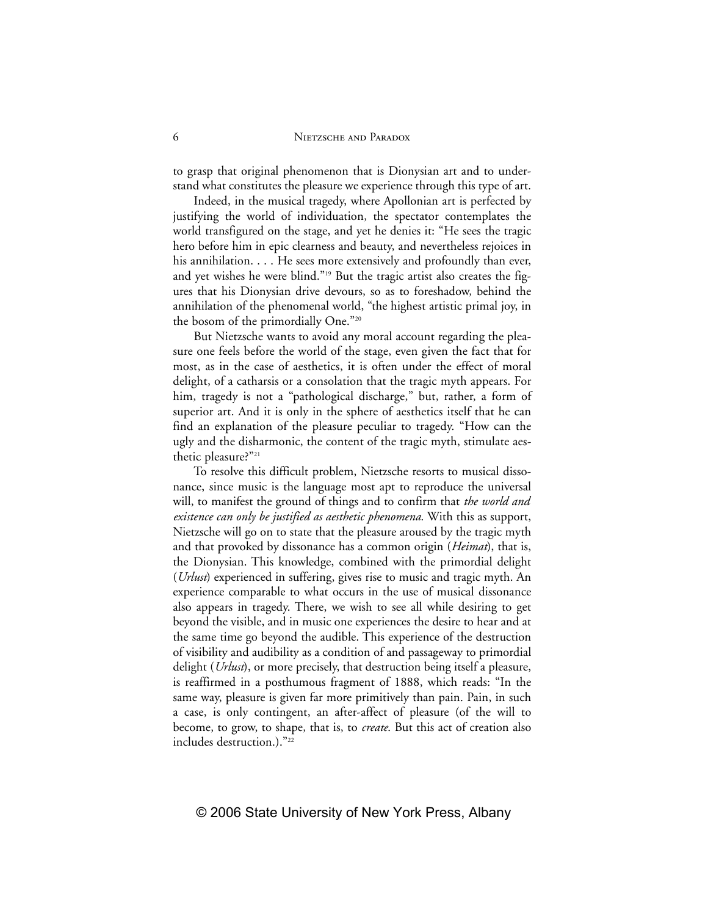to grasp that original phenomenon that is Dionysian art and to understand what constitutes the pleasure we experience through this type of art.

Indeed, in the musical tragedy, where Apollonian art is perfected by justifying the world of individuation, the spectator contemplates the world transfigured on the stage, and yet he denies it: "He sees the tragic hero before him in epic clearness and beauty, and nevertheless rejoices in his annihilation. . . . He sees more extensively and profoundly than ever, and yet wishes he were blind."[19] But the tragic artist also creates the figures that his Dionysian drive devours, so as to foreshadow, behind the annihilation of the phenomenal world, "the highest artistic primal joy, in the bosom of the primordially One."[20]

But Nietzsche wants to avoid any moral account regarding the pleasure one feels before the world of the stage, even given the fact that for most, as in the case of aesthetics, it is often under the effect of moral delight, of a catharsis or a consolation that the tragic myth appears. For him, tragedy is not a "pathological discharge," but, rather, a form of superior art. And it is only in the sphere of aesthetics itself that he can find an explanation of the pleasure peculiar to tragedy. "How can the ugly and the disharmonic, the content of the tragic myth, stimulate aesthetic pleasure?"[21]

To resolve this difficult problem, Nietzsche resorts to musical dissonance, since music is the language most apt to reproduce the universal will, to manifest the ground of things and to confirm that *the world and existence can only be justified as aesthetic phenomena*. With this as support, Nietzsche will go on to state that the pleasure aroused by the tragic myth and that provoked by dissonance has a common origin (*Heimat*), that is, the Dionysian. This knowledge, combined with the primordial delight (*Urlust*) experienced in suffering, gives rise to music and tragic myth. An experience comparable to what occurs in the use of musical dissonance also appears in tragedy. There, we wish to see all while desiring to get beyond the visible, and in music one experiences the desire to hear and at the same time go beyond the audible. This experience of the destruction of visibility and audibility as a condition of and passageway to primordial delight (*Urlust*), or more precisely, that destruction being itself a pleasure, is reaffirmed in a posthumous fragment of 1888, which reads: "In the same way, pleasure is given far more primitively than pain. Pain, in such a case, is only contingent, an after-affect of pleasure (of the will to become, to grow, to shape, that is, to *create*. But this act of creation also includes destruction.)."[22]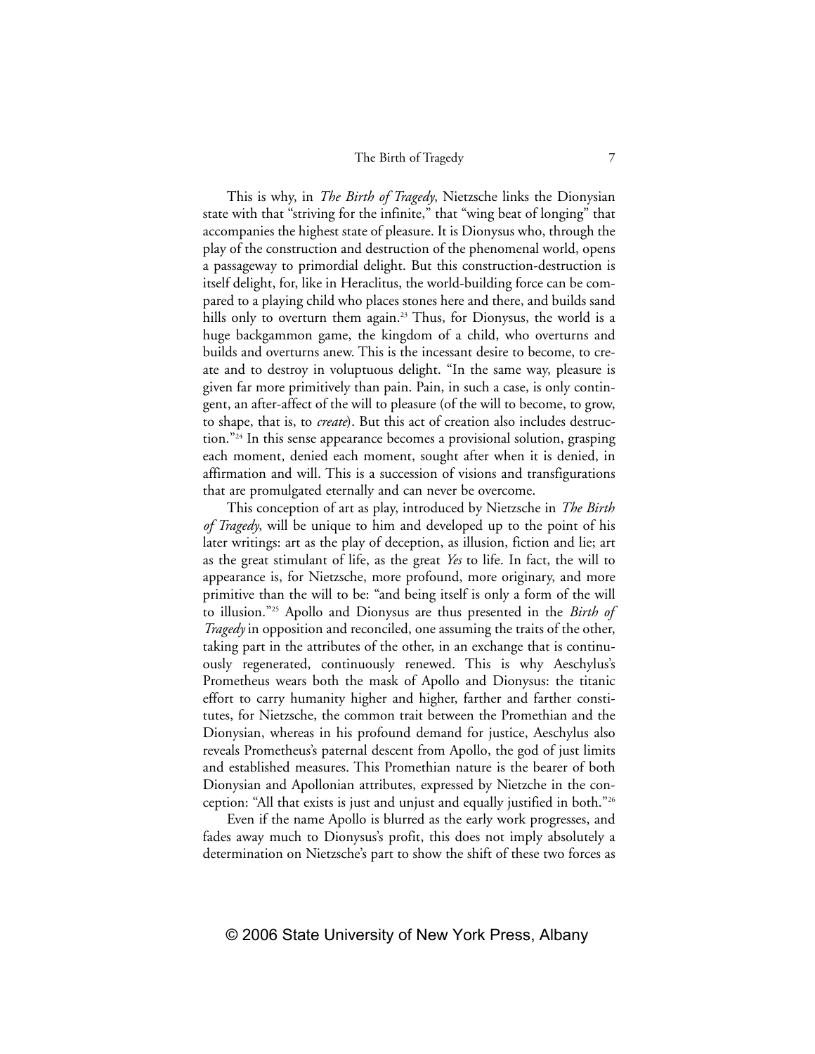This is why, in *The Birth of Tragedy*, Nietzsche links the Dionysian state with that "striving for the infinite," that "wing beat of longing" that accompanies the highest state of pleasure. It is Dionysus who, through the play of the construction and destruction of the phenomenal world, opens a passageway to primordial delight. But this construction-destruction is itself delight, for, like in Heraclitus, the world-building force can be compared to a playing child who places stones here and there, and builds sand hills only to overturn them again.[23] Thus, for Dionysus, the world is a huge backgammon game, the kingdom of a child, who overturns and builds and overturns anew. This is the incessant desire to become, to create and to destroy in voluptuous delight. "In the same way, pleasure is given far more primitively than pain. Pain, in such a case, is only contingent, an after-affect of the will to pleasure (of the will to become, to grow, to shape, that is, to *create*). But this act of creation also includes destruction."[24] In this sense appearance becomes a provisional solution, grasping each moment, denied each moment, sought after when it is denied, in affirmation and will. This is a succession of visions and transfigurations that are promulgated eternally and can never be overcome.

This conception of art as play, introduced by Nietzsche in *The Birth of Tragedy*, will be unique to him and developed up to the point of his later writings: art as the play of deception, as illusion, fiction and lie; art as the great stimulant of life, as the great *Yes* to life. In fact, the will to appearance is, for Nietzsche, more profound, more originary, and more primitive than the will to be: "and being itself is only a form of the will to illusion."[25] Apollo and Dionysus are thus presented in the *Birth of Tragedy* in opposition and reconciled, one assuming the traits of the other, taking part in the attributes of the other, in an exchange that is continuously regenerated, continuously renewed. This is why Aeschylus's Prometheus wears both the mask of Apollo and Dionysus: the titanic effort to carry humanity higher and higher, farther and farther constitutes, for Nietzsche, the common trait between the Promethian and the Dionysian, whereas in his profound demand for justice, Aeschylus also reveals Prometheus's paternal descent from Apollo, the god of just limits and established measures. This Promethian nature is the bearer of both Dionysian and Apollonian attributes, expressed by Nietzche in the conception: "All that exists is just and unjust and equally justified in both."[26]

Even if the name Apollo is blurred as the early work progresses, and fades away much to Dionysus's profit, this does not imply absolutely a determination on Nietzsche's part to show the shift of these two forces as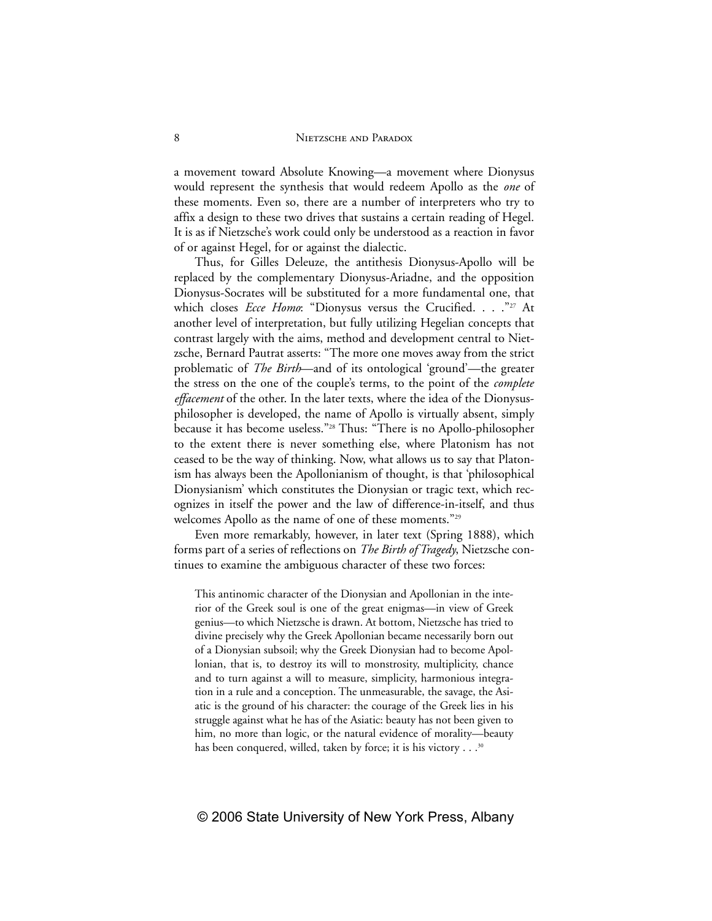a movement toward Absolute Knowing—a movement where Dionysus would represent the synthesis that would redeem Apollo as the *one* of these moments. Even so, there are a number of interpreters who try to affix a design to these two drives that sustains a certain reading of Hegel. It is as if Nietzsche's work could only be understood as a reaction in favor of or against Hegel, for or against the dialectic.

Thus, for Gilles Deleuze, the antithesis Dionysus-Apollo will be replaced by the complementary Dionysus-Ariadne, and the opposition Dionysus-Socrates will be substituted for a more fundamental one, that which closes *Ecce Homo*: "Dionysus versus the Crucified. . . ."[27] At another level of interpretation, but fully utilizing Hegelian concepts that contrast largely with the aims, method and development central to Nietzsche, Bernard Pautrat asserts: "The more one moves away from the strict problematic of *The Birth*—and of its ontological 'ground'—the greater the stress on the one of the couple's terms, to the point of the *complete effacement* of the other. In the later texts, where the idea of the Dionysus-philosopher is developed, the name of Apollo is virtually absent, simply because it has become useless."[28] Thus: "There is no Apollo-philosopher to the extent there is never something else, where Platonism has not ceased to be the way of thinking. Now, what allows us to say that Platonism has always been the Apollonianism of thought, is that 'philosophical Dionysianism' which constitutes the Dionysian or tragic text, which recognizes in itself the power and the law of difference-in-itself, and thus welcomes Apollo as the name of one of these moments."[29]

Even more remarkably, however, in later text (Spring 1888), which forms part of a series of reflections on *The Birth of Tragedy*, Nietzsche continues to examine the ambiguous character of these two forces:

> This antinomic character of the Dionysian and Apollonian in the interior of the Greek soul is one of the great enigmas—in view of Greek genius—to which Nietzsche is drawn. At bottom, Nietzsche has tried to divine precisely why the Greek Apollonian became necessarily born out of a Dionysian subsoil; why the Greek Dionysian had to become Apollonian, that is, to destroy its will to monstrosity, multiplicity, chance and to turn against a will to measure, simplicity, harmonious integration in a rule and a conception. The unmeasurable, the savage, the Asiatic is the ground of his character: the courage of the Greek lies in his struggle against what he has of the Asiatic: beauty has not been given to him, no more than logic, or the natural evidence of morality—beauty has been conquered, willed, taken by force; it is his victory . . .[30]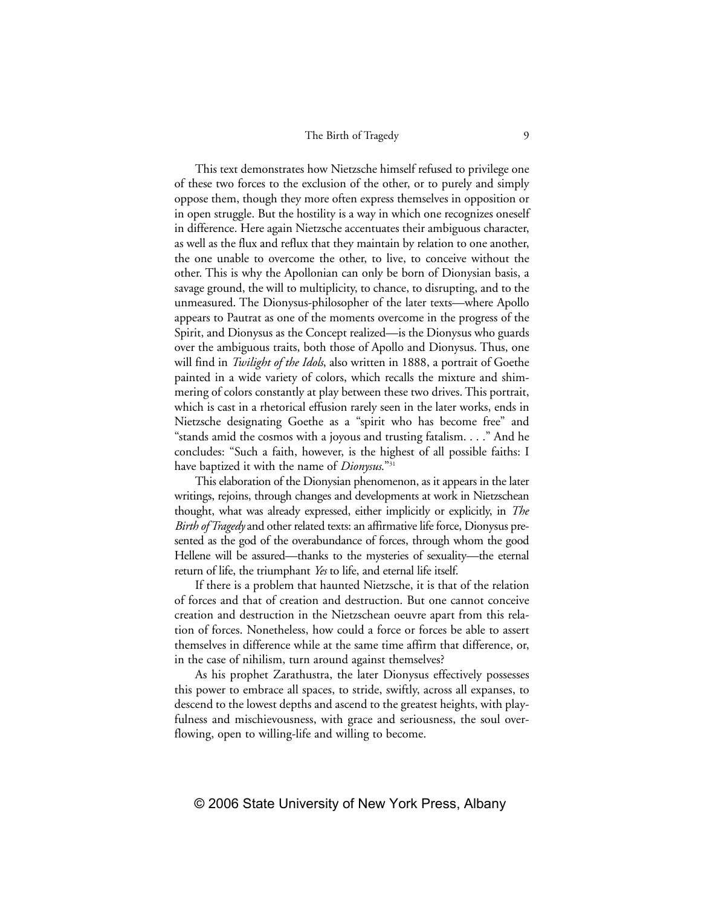This text demonstrates how Nietzsche himself refused to privilege one of these two forces to the exclusion of the other, or to purely and simply oppose them, though they more often express themselves in opposition or in open struggle. But the hostility is a way in which one recognizes oneself in difference. Here again Nietzsche accentuates their ambiguous character, as well as the flux and reflux that they maintain by relation to one another, the one unable to overcome the other, to live, to conceive without the other. This is why the Apollonian can only be born of Dionysian basis, a savage ground, the will to multiplicity, to chance, to disrupting, and to the unmeasured. The Dionysus-philosopher of the later texts—where Apollo appears to Pautrat as one of the moments overcome in the progress of the Spirit, and Dionysus as the Concept realized—is the Dionysus who guards over the ambiguous traits, both those of Apollo and Dionysus. Thus, one will find in *Twilight of the Idols*, also written in 1888, a portrait of Goethe painted in a wide variety of colors, which recalls the mixture and shimmering of colors constantly at play between these two drives. This portrait, which is cast in a rhetorical effusion rarely seen in the later works, ends in Nietzsche designating Goethe as a "spirit who has become free" and "stands amid the cosmos with a joyous and trusting fatalism. . . ." And he concludes: "Such a faith, however, is the highest of all possible faiths: I have baptized it with the name of *Dionysus*."[31]

This elaboration of the Dionysian phenomenon, as it appears in the later writings, rejoins, through changes and developments at work in Nietzschean thought, what was already expressed, either implicitly or explicitly, in *The Birth of Tragedy* and other related texts: an affirmative life force, Dionysus presented as the god of the overabundance of forces, through whom the good Hellene will be assured—thanks to the mysteries of sexuality—the eternal return of life, the triumphant *Yes* to life, and eternal life itself.

If there is a problem that haunted Nietzsche, it is that of the relation of forces and that of creation and destruction. But one cannot conceive creation and destruction in the Nietzschean oeuvre apart from this relation of forces. Nonetheless, how could a force or forces be able to assert themselves in difference while at the same time affirm that difference, or, in the case of nihilism, turn around against themselves?

As his prophet Zarathustra, the later Dionysus effectively possesses this power to embrace all spaces, to stride, swiftly, across all expanses, to descend to the lowest depths and ascend to the greatest heights, with playfulness and mischievousness, with grace and seriousness, the soul overflowing, open to willing-life and willing to become.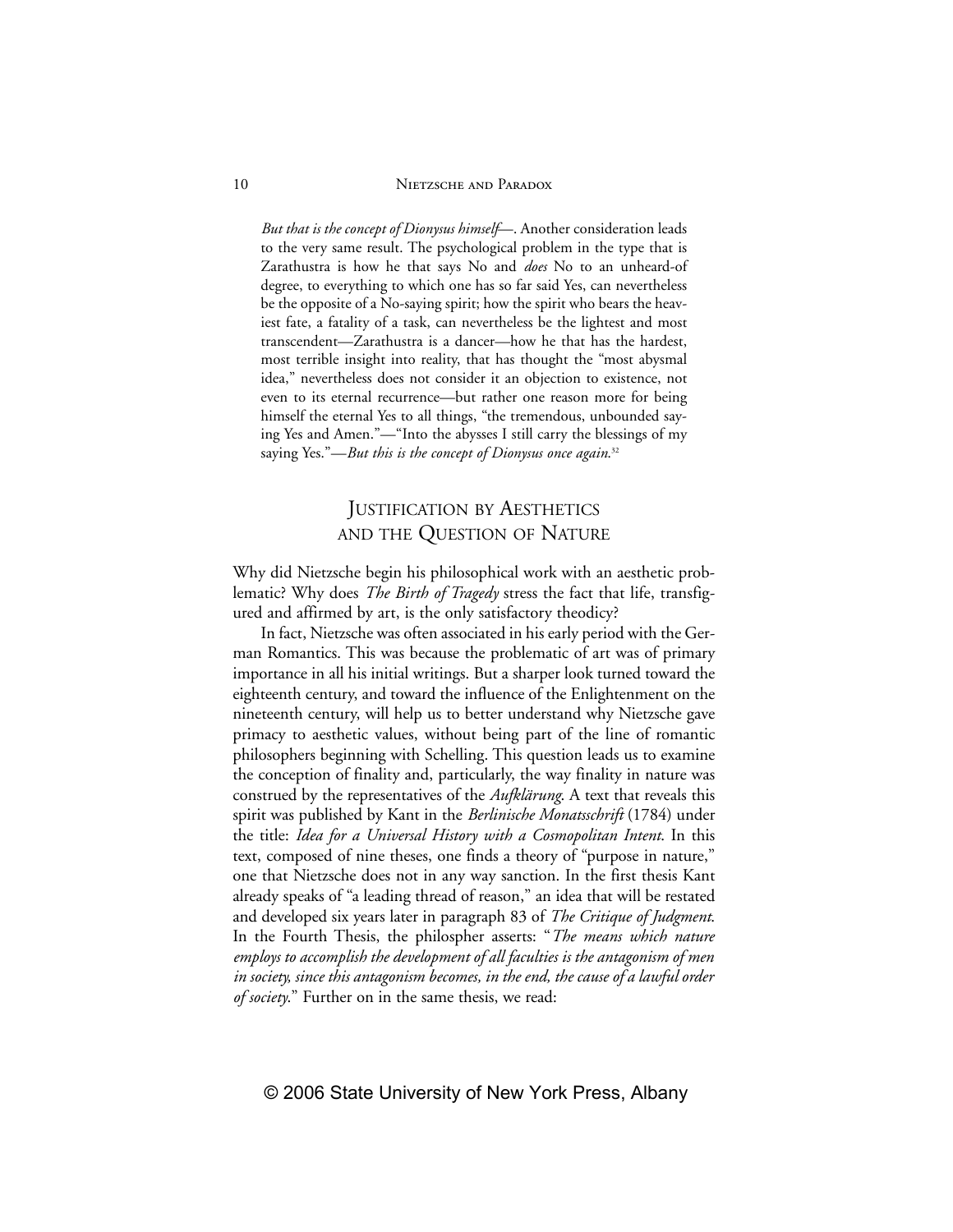> *But that is the concept of Dionysus himself*—. Another consideration leads to the very same result. The psychological problem in the type that is Zarathustra is how he that says No and *does* No to an unheard-of degree, to everything to which one has so far said Yes, can nevertheless be the opposite of a No-saying spirit; how the spirit who bears the heaviest fate, a fatality of a task, can nevertheless be the lightest and most transcendent—Zarathustra is a dancer—how he that has the hardest, most terrible insight into reality, that has thought the "most abysmal idea," nevertheless does not consider it an objection to existence, not even to its eternal recurrence—but rather one reason more for being himself the eternal Yes to all things, "the tremendous, unbounded saying Yes and Amen."—"Into the abysses I still carry the blessings of my saying Yes."—*But this is the concept of Dionysus once again.*[32]

## Justification by Aesthetics and the Question of Nature

Why did Nietzsche begin his philosophical work with an aesthetic problematic? Why does *The Birth of Tragedy* stress the fact that life, transfigured and affirmed by art, is the only satisfactory theodicy?

In fact, Nietzsche was often associated in his early period with the German Romantics. This was because the problematic of art was of primary importance in all his initial writings. But a sharper look turned toward the eighteenth century, and toward the influence of the Enlightenment on the nineteenth century, will help us to better understand why Nietzsche gave primacy to aesthetic values, without being part of the line of romantic philosophers beginning with Schelling. This question leads us to examine the conception of finality and, particularly, the way finality in nature was construed by the representatives of the *Aufklärung*. A text that reveals this spirit was published by Kant in the *Berlinische Monatsschrift* (1784) under the title: *Idea for a Universal History with a Cosmopolitan Intent*. In this text, composed of nine theses, one finds a theory of "purpose in nature," one that Nietzsche does not in any way sanction. In the first thesis Kant already speaks of "a leading thread of reason," an idea that will be restated and developed six years later in paragraph 83 of *The Critique of Judgment*. In the Fourth Thesis, the philospher asserts: "*The means which nature employs to accomplish the development of all faculties is the antagonism of men in society, since this antagonism becomes, in the end, the cause of a lawful order of society.*" Further on in the same thesis, we read: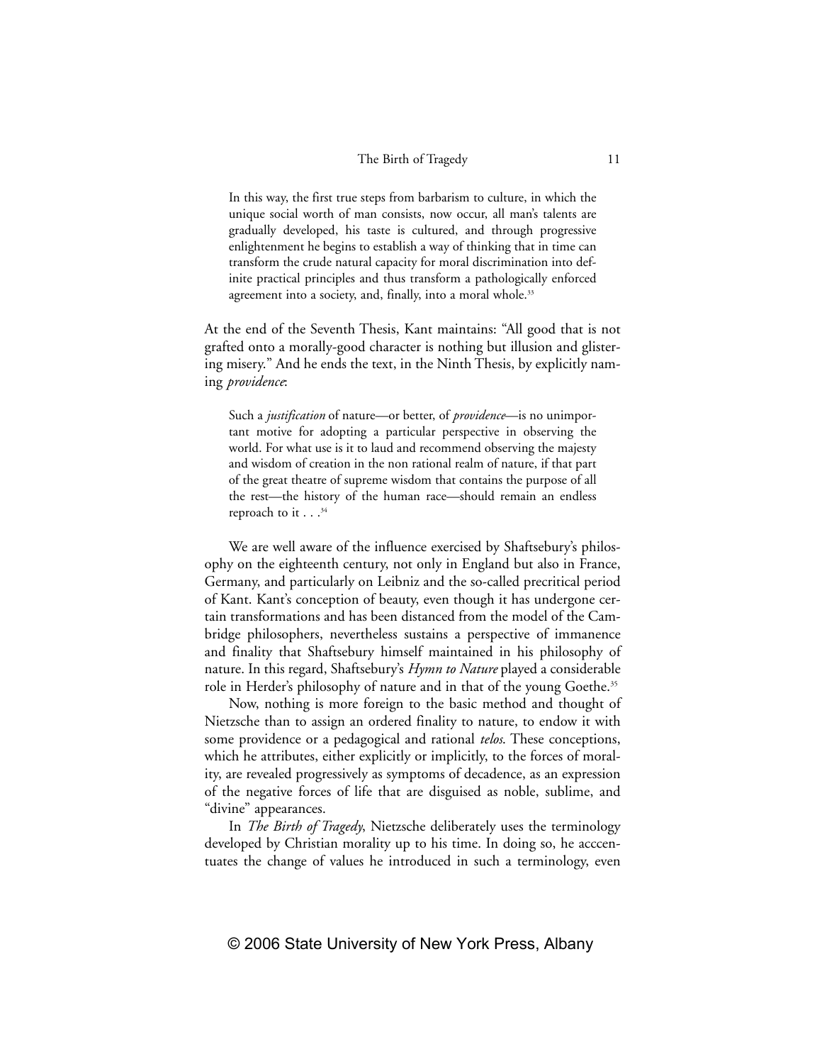> In this way, the first true steps from barbarism to culture, in which the unique social worth of man consists, now occur, all man's talents are gradually developed, his taste is cultured, and through progressive enlightenment he begins to establish a way of thinking that in time can transform the crude natural capacity for moral discrimination into definite practical principles and thus transform a pathologically enforced agreement into a society, and, finally, into a moral whole.[33]

At the end of the Seventh Thesis, Kant maintains: "All good that is not grafted onto a morally-good character is nothing but illusion and glistering misery." And he ends the text, in the Ninth Thesis, by explicitly naming *providence*:

> Such a *justification* of nature—or better, of *providence*—is no unimportant motive for adopting a particular perspective in observing the world. For what use is it to laud and recommend observing the majesty and wisdom of creation in the non rational realm of nature, if that part of the great theatre of supreme wisdom that contains the purpose of all the rest—the history of the human race—should remain an endless reproach to it . . .[34]

We are well aware of the influence exercised by Shaftsebury's philosophy on the eighteenth century, not only in England but also in France, Germany, and particularly on Leibniz and the so-called precritical period of Kant. Kant's conception of beauty, even though it has undergone certain transformations and has been distanced from the model of the Cambridge philosophers, nevertheless sustains a perspective of immanence and finality that Shaftsebury himself maintained in his philosophy of nature. In this regard, Shaftsebury's *Hymn to Nature* played a considerable role in Herder's philosophy of nature and in that of the young Goethe.[35]

Now, nothing is more foreign to the basic method and thought of Nietzsche than to assign an ordered finality to nature, to endow it with some providence or a pedagogical and rational *telos*. These conceptions, which he attributes, either explicitly or implicitly, to the forces of morality, are revealed progressively as symptoms of decadence, as an expression of the negative forces of life that are disguised as noble, sublime, and "divine" appearances.

In *The Birth of Tragedy*, Nietzsche deliberately uses the terminology developed by Christian morality up to his time. In doing so, he acccentuates the change of values he introduced in such a terminology, even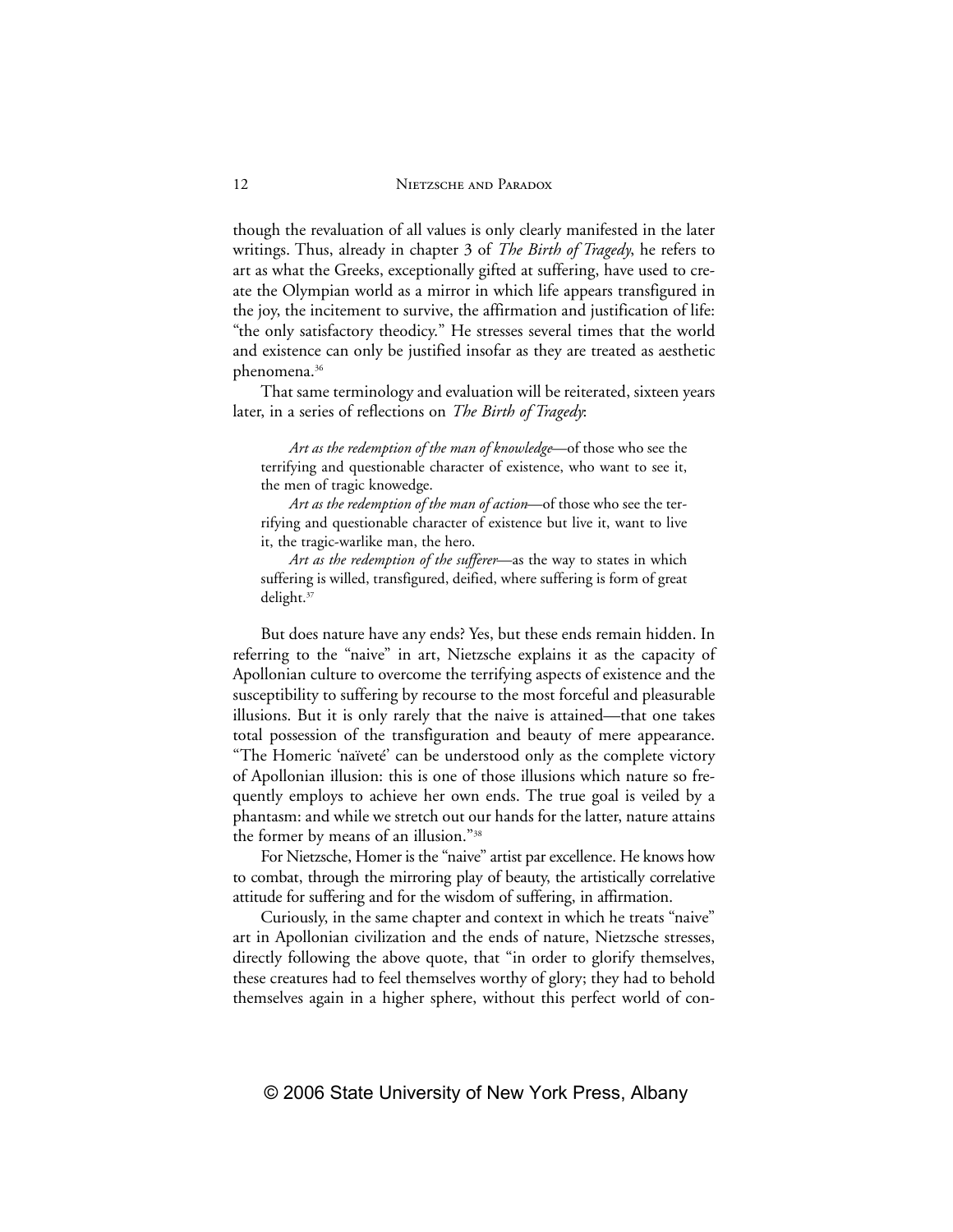though the revaluation of all values is only clearly manifested in the later writings. Thus, already in chapter 3 of *The Birth of Tragedy*, he refers to art as what the Greeks, exceptionally gifted at suffering, have used to create the Olympian world as a mirror in which life appears transfigured in the joy, the incitement to survive, the affirmation and justification of life: "the only satisfactory theodicy." He stresses several times that the world and existence can only be justified insofar as they are treated as aesthetic phenomena.[36]

That same terminology and evaluation will be reiterated, sixteen years later, in a series of reflections on *The Birth of Tragedy*:

> *Art as the redemption of the man of knowledge*—of those who see the terrifying and questionable character of existence, who want to see it, the men of tragic knowedge.
>
> *Art as the redemption of the man of action*—of those who see the terrifying and questionable character of existence but live it, want to live it, the tragic-warlike man, the hero.
>
> *Art as the redemption of the sufferer*—as the way to states in which suffering is willed, transfigured, deified, where suffering is form of great delight.[37]

But does nature have any ends? Yes, but these ends remain hidden. In referring to the "naive" in art, Nietzsche explains it as the capacity of Apollonian culture to overcome the terrifying aspects of existence and the susceptibility to suffering by recourse to the most forceful and pleasurable illusions. But it is only rarely that the naive is attained—that one takes total possession of the transfiguration and beauty of mere appearance. "The Homeric 'naïveté' can be understood only as the complete victory of Apollonian illusion: this is one of those illusions which nature so frequently employs to achieve her own ends. The true goal is veiled by a phantasm: and while we stretch out our hands for the latter, nature attains the former by means of an illusion."[38]

For Nietzsche, Homer is the "naive" artist par excellence. He knows how to combat, through the mirroring play of beauty, the artistically correlative attitude for suffering and for the wisdom of suffering, in affirmation.

Curiously, in the same chapter and context in which he treats "naive" art in Apollonian civilization and the ends of nature, Nietzsche stresses, directly following the above quote, that "in order to glorify themselves, these creatures had to feel themselves worthy of glory; they had to behold themselves again in a higher sphere, without this perfect world of con-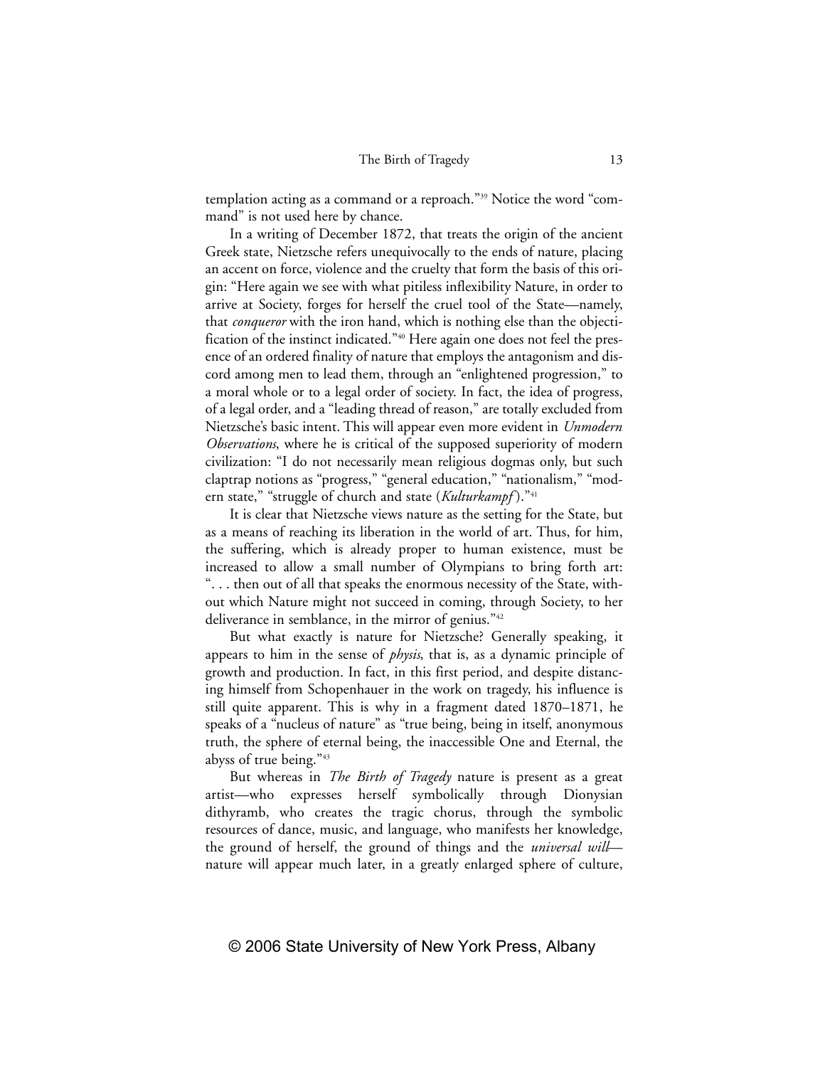templation acting as a command or a reproach."[39] Notice the word "command" is not used here by chance.

In a writing of December 1872, that treats the origin of the ancient Greek state, Nietzsche refers unequivocally to the ends of nature, placing an accent on force, violence and the cruelty that form the basis of this origin: "Here again we see with what pitiless inflexibility Nature, in order to arrive at Society, forges for herself the cruel tool of the State—namely, that *conqueror* with the iron hand, which is nothing else than the objectification of the instinct indicated."[40] Here again one does not feel the presence of an ordered finality of nature that employs the antagonism and discord among men to lead them, through an "enlightened progression," to a moral whole or to a legal order of society. In fact, the idea of progress, of a legal order, and a "leading thread of reason," are totally excluded from Nietzsche's basic intent. This will appear even more evident in *Unmodern Observations*, where he is critical of the supposed superiority of modern civilization: "I do not necessarily mean religious dogmas only, but such claptrap notions as "progress," "general education," "nationalism," "modern state," "struggle of church and state (*Kulturkampf*)."[41]

It is clear that Nietzsche views nature as the setting for the State, but as a means of reaching its liberation in the world of art. Thus, for him, the suffering, which is already proper to human existence, must be increased to allow a small number of Olympians to bring forth art: ". . . then out of all that speaks the enormous necessity of the State, without which Nature might not succeed in coming, through Society, to her deliverance in semblance, in the mirror of genius."[42]

But what exactly is nature for Nietzsche? Generally speaking, it appears to him in the sense of *physis*, that is, as a dynamic principle of growth and production. In fact, in this first period, and despite distancing himself from Schopenhauer in the work on tragedy, his influence is still quite apparent. This is why in a fragment dated 1870–1871, he speaks of a "nucleus of nature" as "true being, being in itself, anonymous truth, the sphere of eternal being, the inaccessible One and Eternal, the abyss of true being."[43]

But whereas in *The Birth of Tragedy* nature is present as a great artist—who expresses herself symbolically through Dionysian dithyramb, who creates the tragic chorus, through the symbolic resources of dance, music, and language, who manifests her knowledge, the ground of herself, the ground of things and the *universal will*—nature will appear much later, in a greatly enlarged sphere of culture,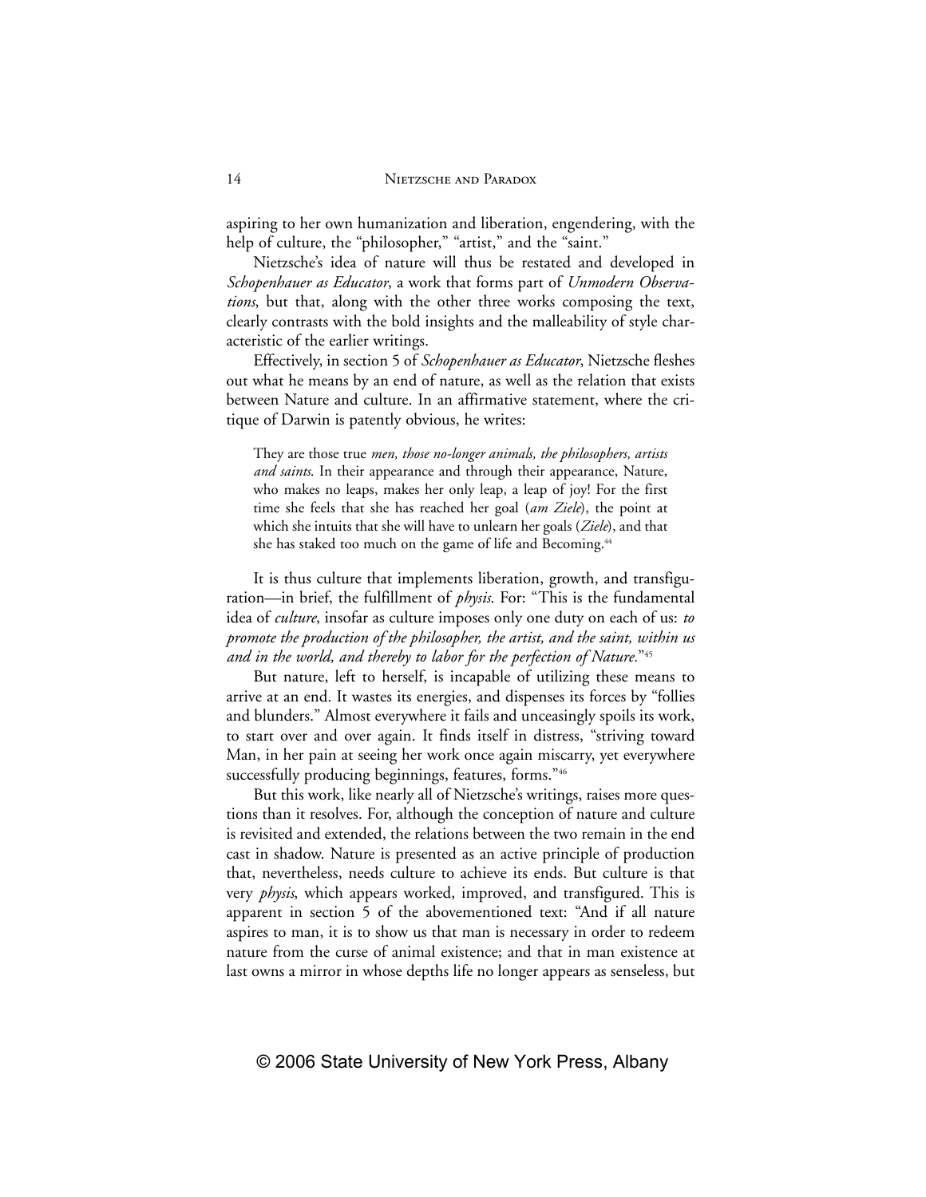aspiring to her own humanization and liberation, engendering, with the help of culture, the "philosopher," "artist," and the "saint."

Nietzsche's idea of nature will thus be restated and developed in *Schopenhauer as Educator*, a work that forms part of *Unmodern Observations*, but that, along with the other three works composing the text, clearly contrasts with the bold insights and the malleability of style characteristic of the earlier writings.

Effectively, in section 5 of *Schopenhauer as Educator*, Nietzsche fleshes out what he means by an end of nature, as well as the relation that exists between Nature and culture. In an affirmative statement, where the critique of Darwin is patently obvious, he writes:

> They are those true *men, those no-longer animals, the philosophers, artists and saints*. In their appearance and through their appearance, Nature, who makes no leaps, makes her only leap, a leap of joy! For the first time she feels that she has reached her goal (*am Ziele*), the point at which she intuits that she will have to unlearn her goals (*Ziele*), and that she has staked too much on the game of life and Becoming.[44]

It is thus culture that implements liberation, growth, and transfiguration—in brief, the fulfillment of *physis*. For: "This is the fundamental idea of *culture*, insofar as culture imposes only one duty on each of us: *to promote the production of the philosopher, the artist, and the saint, within us and in the world, and thereby to labor for the perfection of Nature.*"[45]

But nature, left to herself, is incapable of utilizing these means to arrive at an end. It wastes its energies, and dispenses its forces by "follies and blunders." Almost everywhere it fails and unceasingly spoils its work, to start over and over again. It finds itself in distress, "striving toward Man, in her pain at seeing her work once again miscarry, yet everywhere successfully producing beginnings, features, forms."[46]

But this work, like nearly all of Nietzsche's writings, raises more questions than it resolves. For, although the conception of nature and culture is revisited and extended, the relations between the two remain in the end cast in shadow. Nature is presented as an active principle of production that, nevertheless, needs culture to achieve its ends. But culture is that very *physis*, which appears worked, improved, and transfigured. This is apparent in section 5 of the abovementioned text: "And if all nature aspires to man, it is to show us that man is necessary in order to redeem nature from the curse of animal existence; and that in man existence at last owns a mirror in whose depths life no longer appears as senseless, but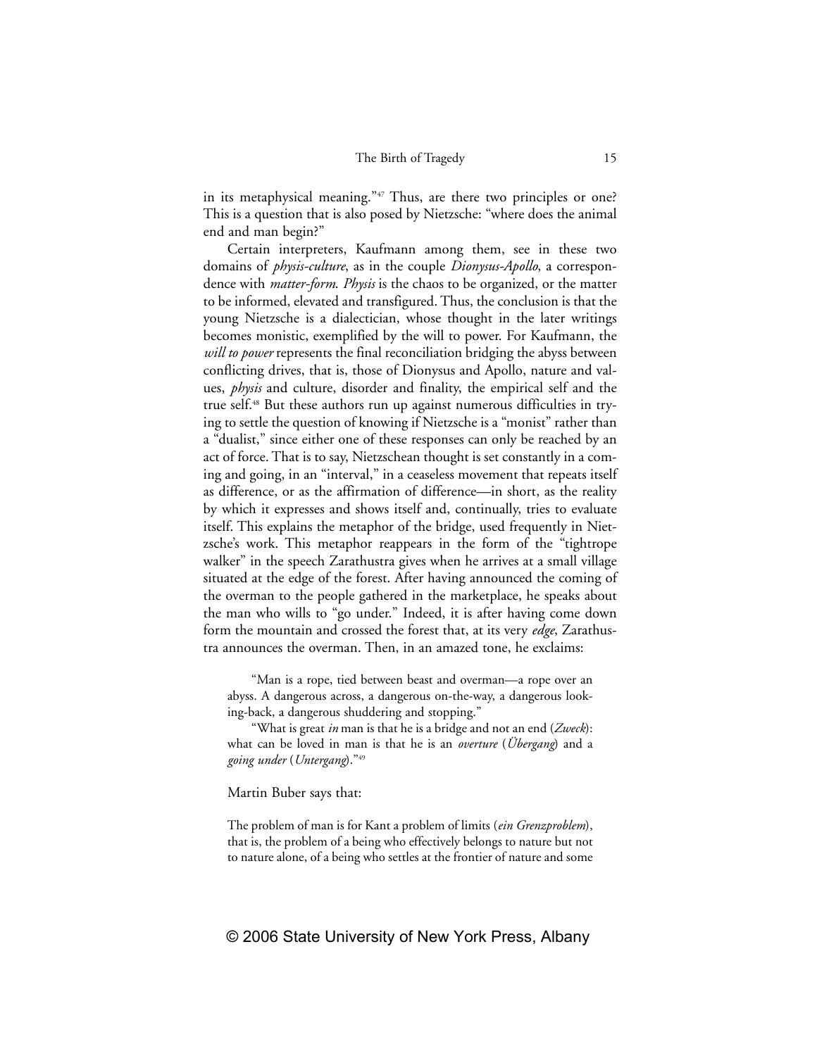in its metaphysical meaning."[47] Thus, are there two principles or one? This is a question that is also posed by Nietzsche: "where does the animal end and man begin?"

Certain interpreters, Kaufmann among them, see in these two domains of *physis-culture*, as in the couple *Dionysus-Apollo*, a correspondence with *matter-form*. *Physis* is the chaos to be organized, or the matter to be informed, elevated and transfigured. Thus, the conclusion is that the young Nietzsche is a dialectician, whose thought in the later writings becomes monistic, exemplified by the will to power. For Kaufmann, the *will to power* represents the final reconciliation bridging the abyss between conflicting drives, that is, those of Dionysus and Apollo, nature and values, *physis* and culture, disorder and finality, the empirical self and the true self.[48] But these authors run up against numerous difficulties in trying to settle the question of knowing if Nietzsche is a "monist" rather than a "dualist," since either one of these responses can only be reached by an act of force. That is to say, Nietzschean thought is set constantly in a coming and going, in an "interval," in a ceaseless movement that repeats itself as difference, or as the affirmation of difference—in short, as the reality by which it expresses and shows itself and, continually, tries to evaluate itself. This explains the metaphor of the bridge, used frequently in Nietzsche's work. This metaphor reappears in the form of the "tightrope walker" in the speech Zarathustra gives when he arrives at a small village situated at the edge of the forest. After having announced the coming of the overman to the people gathered in the marketplace, he speaks about the man who wills to "go under." Indeed, it is after having come down form the mountain and crossed the forest that, at its very *edge*, Zarathustra announces the overman. Then, in an amazed tone, he exclaims:

> "Man is a rope, tied between beast and overman—a rope over an abyss. A dangerous across, a dangerous on-the-way, a dangerous looking-back, a dangerous shuddering and stopping."
>
> "What is great *in* man is that he is a bridge and not an end (*Zweck*): what can be loved in man is that he is an *overture* (*Übergang*) and a *going under* (*Untergang*)."[49]

Martin Buber says that:

> The problem of man is for Kant a problem of limits (*ein Grenzproblem*), that is, the problem of a being who effectively belongs to nature but not to nature alone, of a being who settles at the frontier of nature and some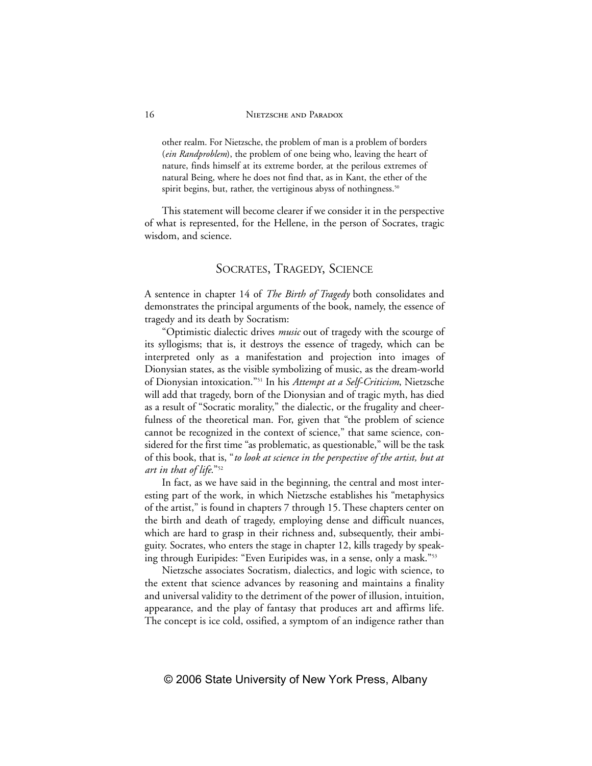> other realm. For Nietzsche, the problem of man is a problem of borders (*ein Randproblem*), the problem of one being who, leaving the heart of nature, finds himself at its extreme border, at the perilous extremes of natural Being, where he does not find that, as in Kant, the ether of the spirit begins, but, rather, the vertiginous abyss of nothingness.[50]

This statement will become clearer if we consider it in the perspective of what is represented, for the Hellene, in the person of Socrates, tragic wisdom, and science.

## Socrates, Tragedy, Science

A sentence in chapter 14 of *The Birth of Tragedy* both consolidates and demonstrates the principal arguments of the book, namely, the essence of tragedy and its death by Socratism:

"Optimistic dialectic drives *music* out of tragedy with the scourge of its syllogisms; that is, it destroys the essence of tragedy, which can be interpreted only as a manifestation and projection into images of Dionysian states, as the visible symbolizing of music, as the dream-world of Dionysian intoxication."[51] In his *Attempt at a Self-Criticism*, Nietzsche will add that tragedy, born of the Dionysian and of tragic myth, has died as a result of "Socratic morality," the dialectic, or the frugality and cheerfulness of the theoretical man. For, given that "the problem of science cannot be recognized in the context of science," that same science, considered for the first time "as problematic, as questionable," will be the task of this book, that is, "*to look at science in the perspective of the artist, but at art in that of life.*"[52]

In fact, as we have said in the beginning, the central and most interesting part of the work, in which Nietzsche establishes his "metaphysics of the artist," is found in chapters 7 through 15. These chapters center on the birth and death of tragedy, employing dense and difficult nuances, which are hard to grasp in their richness and, subsequently, their ambiguity. Socrates, who enters the stage in chapter 12, kills tragedy by speaking through Euripides: "Even Euripides was, in a sense, only a mask."[53]

Nietzsche associates Socratism, dialectics, and logic with science, to the extent that science advances by reasoning and maintains a finality and universal validity to the detriment of the power of illusion, intuition, appearance, and the play of fantasy that produces art and affirms life. The concept is ice cold, ossified, a symptom of an indigence rather than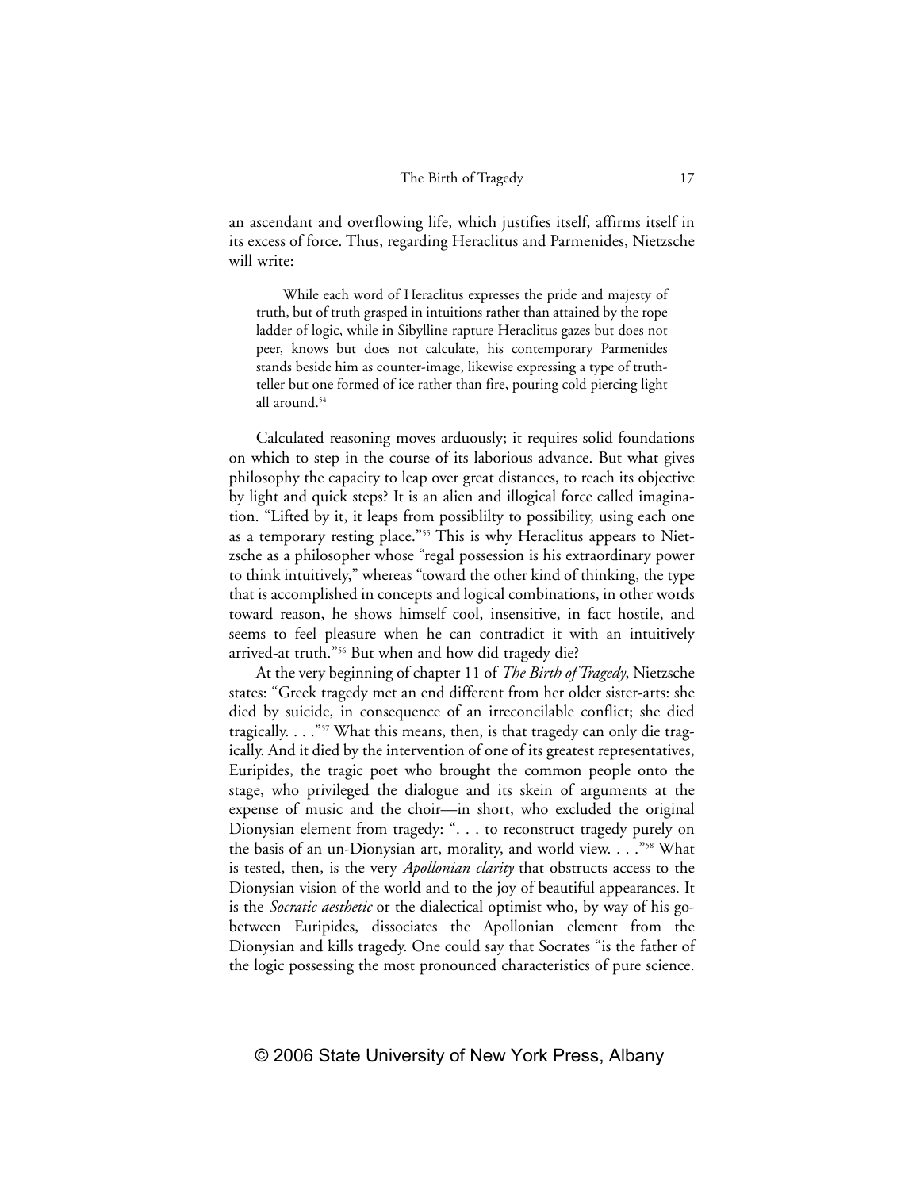an ascendant and overflowing life, which justifies itself, affirms itself in its excess of force. Thus, regarding Heraclitus and Parmenides, Nietzsche will write:

> While each word of Heraclitus expresses the pride and majesty of truth, but of truth grasped in intuitions rather than attained by the rope ladder of logic, while in Sibylline rapture Heraclitus gazes but does not peer, knows but does not calculate, his contemporary Parmenides stands beside him as counter-image, likewise expressing a type of truth-teller but one formed of ice rather than fire, pouring cold piercing light all around.[54]

Calculated reasoning moves arduously; it requires solid foundations on which to step in the course of its laborious advance. But what gives philosophy the capacity to leap over great distances, to reach its objective by light and quick steps? It is an alien and illogical force called imagination. "Lifted by it, it leaps from possiblilty to possibility, using each one as a temporary resting place."[55] This is why Heraclitus appears to Nietzsche as a philosopher whose "regal possession is his extraordinary power to think intuitively," whereas "toward the other kind of thinking, the type that is accomplished in concepts and logical combinations, in other words toward reason, he shows himself cool, insensitive, in fact hostile, and seems to feel pleasure when he can contradict it with an intuitively arrived-at truth."[56] But when and how did tragedy die?

At the very beginning of chapter 11 of *The Birth of Tragedy*, Nietzsche states: "Greek tragedy met an end different from her older sister-arts: she died by suicide, in consequence of an irreconcilable conflict; she died tragically. . . ."[57] What this means, then, is that tragedy can only die tragically. And it died by the intervention of one of its greatest representatives, Euripides, the tragic poet who brought the common people onto the stage, who privileged the dialogue and its skein of arguments at the expense of music and the choir—in short, who excluded the original Dionysian element from tragedy: ". . . to reconstruct tragedy purely on the basis of an un-Dionysian art, morality, and world view. . . ."[58] What is tested, then, is the very *Apollonian clarity* that obstructs access to the Dionysian vision of the world and to the joy of beautiful appearances. It is the *Socratic aesthetic* or the dialectical optimist who, by way of his go-between Euripides, dissociates the Apollonian element from the Dionysian and kills tragedy. One could say that Socrates "is the father of the logic possessing the most pronounced characteristics of pure science.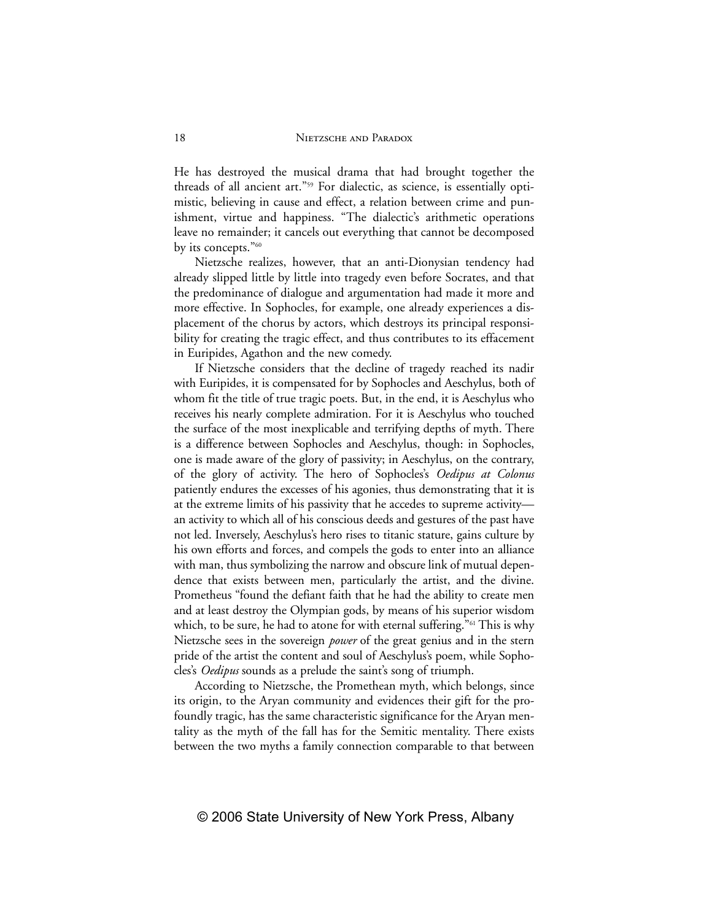He has destroyed the musical drama that had brought together the threads of all ancient art."[59] For dialectic, as science, is essentially optimistic, believing in cause and effect, a relation between crime and punishment, virtue and happiness. "The dialectic's arithmetic operations leave no remainder; it cancels out everything that cannot be decomposed by its concepts."[60]

Nietzsche realizes, however, that an anti-Dionysian tendency had already slipped little by little into tragedy even before Socrates, and that the predominance of dialogue and argumentation had made it more and more effective. In Sophocles, for example, one already experiences a displacement of the chorus by actors, which destroys its principal responsibility for creating the tragic effect, and thus contributes to its effacement in Euripides, Agathon and the new comedy.

If Nietzsche considers that the decline of tragedy reached its nadir with Euripides, it is compensated for by Sophocles and Aeschylus, both of whom fit the title of true tragic poets. But, in the end, it is Aeschylus who receives his nearly complete admiration. For it is Aeschylus who touched the surface of the most inexplicable and terrifying depths of myth. There is a difference between Sophocles and Aeschylus, though: in Sophocles, one is made aware of the glory of passivity; in Aeschylus, on the contrary, of the glory of activity. The hero of Sophocles's *Oedipus at Colonus* patiently endures the excesses of his agonies, thus demonstrating that it is at the extreme limits of his passivity that he accedes to supreme activity—an activity to which all of his conscious deeds and gestures of the past have not led. Inversely, Aeschylus's hero rises to titanic stature, gains culture by his own efforts and forces, and compels the gods to enter into an alliance with man, thus symbolizing the narrow and obscure link of mutual dependence that exists between men, particularly the artist, and the divine. Prometheus "found the defiant faith that he had the ability to create men and at least destroy the Olympian gods, by means of his superior wisdom which, to be sure, he had to atone for with eternal suffering."[61] This is why Nietzsche sees in the sovereign *power* of the great genius and in the stern pride of the artist the content and soul of Aeschylus's poem, while Sophocles's *Oedipus* sounds as a prelude the saint's song of triumph.

According to Nietzsche, the Promethean myth, which belongs, since its origin, to the Aryan community and evidences their gift for the profoundly tragic, has the same characteristic significance for the Aryan mentality as the myth of the fall has for the Semitic mentality. There exists between the two myths a family connection comparable to that between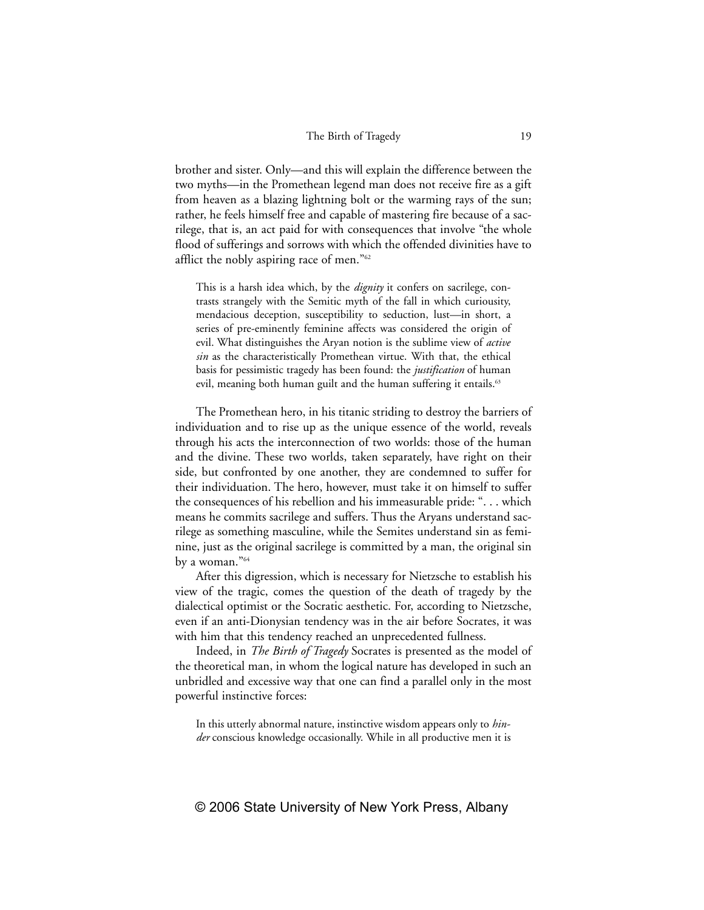brother and sister. Only—and this will explain the difference between the two myths—in the Promethean legend man does not receive fire as a gift from heaven as a blazing lightning bolt or the warming rays of the sun; rather, he feels himself free and capable of mastering fire because of a sacrilege, that is, an act paid for with consequences that involve "the whole flood of sufferings and sorrows with which the offended divinities have to afflict the nobly aspiring race of men."[62]

> This is a harsh idea which, by the *dignity* it confers on sacrilege, contrasts strangely with the Semitic myth of the fall in which curiousity, mendacious deception, susceptibility to seduction, lust—in short, a series of pre-eminently feminine affects was considered the origin of evil. What distinguishes the Aryan notion is the sublime view of *active sin* as the characteristically Promethean virtue. With that, the ethical basis for pessimistic tragedy has been found: the *justification* of human evil, meaning both human guilt and the human suffering it entails.[63]

The Promethean hero, in his titanic striding to destroy the barriers of individuation and to rise up as the unique essence of the world, reveals through his acts the interconnection of two worlds: those of the human and the divine. These two worlds, taken separately, have right on their side, but confronted by one another, they are condemned to suffer for their individuation. The hero, however, must take it on himself to suffer the consequences of his rebellion and his immeasurable pride: ". . . which means he commits sacrilege and suffers. Thus the Aryans understand sacrilege as something masculine, while the Semites understand sin as feminine, just as the original sacrilege is committed by a man, the original sin by a woman."[64]

After this digression, which is necessary for Nietzsche to establish his view of the tragic, comes the question of the death of tragedy by the dialectical optimist or the Socratic aesthetic. For, according to Nietzsche, even if an anti-Dionysian tendency was in the air before Socrates, it was with him that this tendency reached an unprecedented fullness.

Indeed, in *The Birth of Tragedy* Socrates is presented as the model of the theoretical man, in whom the logical nature has developed in such an unbridled and excessive way that one can find a parallel only in the most powerful instinctive forces:

> In this utterly abnormal nature, instinctive wisdom appears only to *hinder* conscious knowledge occasionally. While in all productive men it is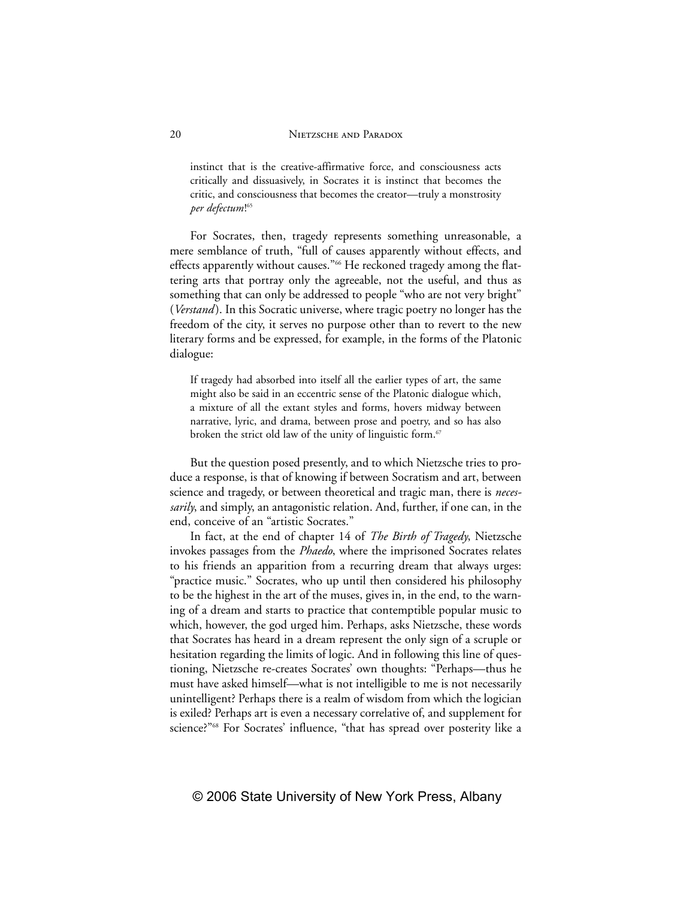instinct that is the creative-affirmative force, and consciousness acts critically and dissuasively, in Socrates it is instinct that becomes the critic, and consciousness that becomes the creator—truly a monstrosity *per defectum*![65]

For Socrates, then, tragedy represents something unreasonable, a mere semblance of truth, "full of causes apparently without effects, and effects apparently without causes."[66] He reckoned tragedy among the flattering arts that portray only the agreeable, not the useful, and thus as something that can only be addressed to people "who are not very bright" (*Verstand*). In this Socratic universe, where tragic poetry no longer has the freedom of the city, it serves no purpose other than to revert to the new literary forms and be expressed, for example, in the forms of the Platonic dialogue:

> If tragedy had absorbed into itself all the earlier types of art, the same might also be said in an eccentric sense of the Platonic dialogue which, a mixture of all the extant styles and forms, hovers midway between narrative, lyric, and drama, between prose and poetry, and so has also broken the strict old law of the unity of linguistic form.[67]

But the question posed presently, and to which Nietzsche tries to produce a response, is that of knowing if between Socratism and art, between science and tragedy, or between theoretical and tragic man, there is *necessarily*, and simply, an antagonistic relation. And, further, if one can, in the end, conceive of an "artistic Socrates."

In fact, at the end of chapter 14 of *The Birth of Tragedy*, Nietzsche invokes passages from the *Phaedo*, where the imprisoned Socrates relates to his friends an apparition from a recurring dream that always urges: "practice music." Socrates, who up until then considered his philosophy to be the highest in the art of the muses, gives in, in the end, to the warning of a dream and starts to practice that contemptible popular music to which, however, the god urged him. Perhaps, asks Nietzsche, these words that Socrates has heard in a dream represent the only sign of a scruple or hesitation regarding the limits of logic. And in following this line of questioning, Nietzsche re-creates Socrates' own thoughts: "Perhaps—thus he must have asked himself—what is not intelligible to me is not necessarily unintelligent? Perhaps there is a realm of wisdom from which the logician is exiled? Perhaps art is even a necessary correlative of, and supplement for science?"[68] For Socrates' influence, "that has spread over posterity like a